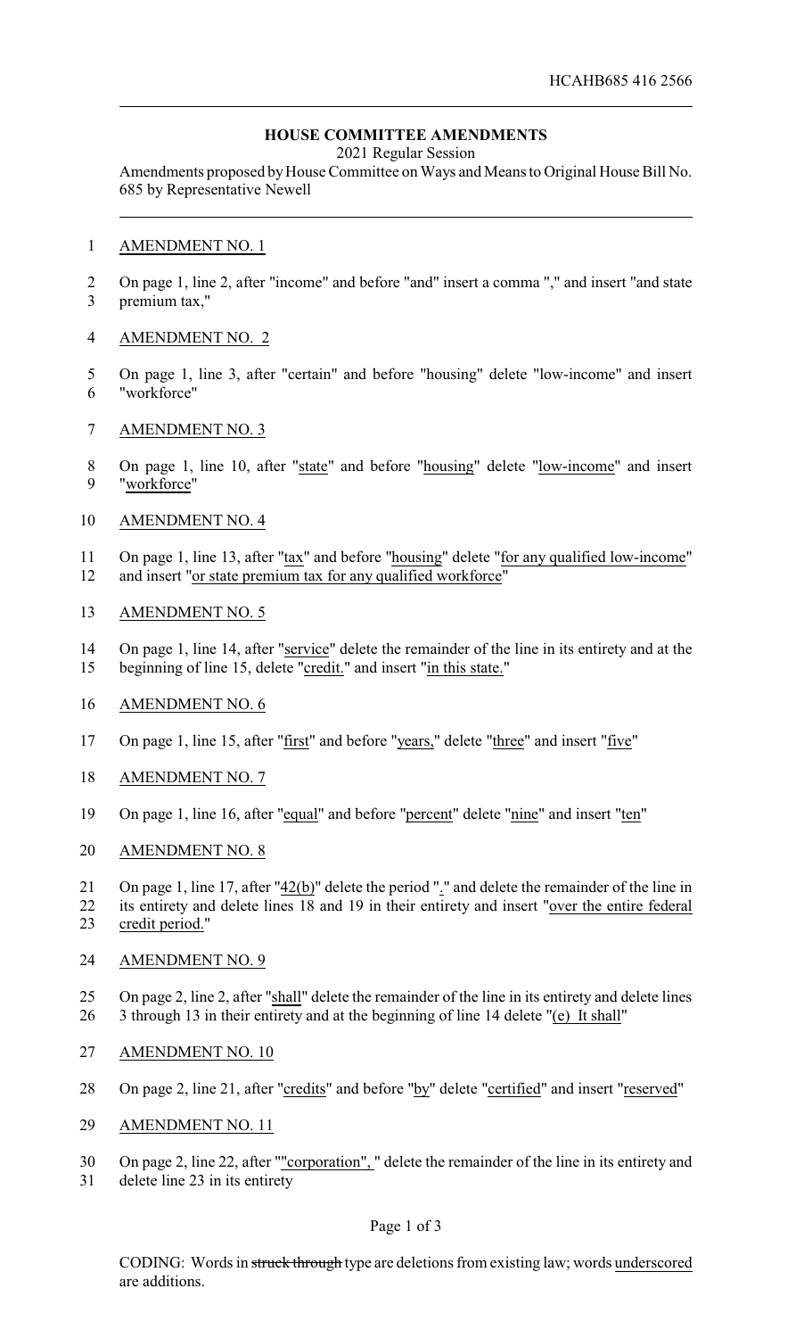## HOUSE COMMITTEE AMENDMENTS

2021 Regular Session

Amendments proposed by House Committee on Ways and Means to Original House Bill No. 685 by Representative Newell

AMENDMENT NO. 1

On page 1, line 2, after "income" and before "and" insert a comma "," and insert "and state premium tax,"

AMENDMENT NO. 2

On page 1, line 3, after "certain" and before "housing" delete "low-income" and insert "workforce"

AMENDMENT NO. 3

On page 1, line 10, after "state" and before "housing" delete "low-income" and insert "workforce"

AMENDMENT NO. 4

On page 1, line 13, after "tax" and before "housing" delete "for any qualified low-income" and insert "or state premium tax for any qualified workforce"

AMENDMENT NO. 5

On page 1, line 14, after "service" delete the remainder of the line in its entirety and at the beginning of line 15, delete "credit." and insert "in this state."

AMENDMENT NO. 6

On page 1, line 15, after "first" and before "years," delete "three" and insert "five"

AMENDMENT NO. 7

On page 1, line 16, after "equal" and before "percent" delete "nine" and insert "ten"

AMENDMENT NO. 8

On page 1, line 17, after "42(b)" delete the period "." and delete the remainder of the line in its entirety and delete lines 18 and 19 in their entirety and insert "over the entire federal credit period."

AMENDMENT NO. 9

On page 2, line 2, after "shall" delete the remainder of the line in its entirety and delete lines 3 through 13 in their entirety and at the beginning of line 14 delete "(e) It shall"

AMENDMENT NO. 10

On page 2, line 21, after "credits" and before "by" delete "certified" and insert "reserved"

AMENDMENT NO. 11

On page 2, line 22, after ""corporation", " delete the remainder of the line in its entirety and delete line 23 in its entirety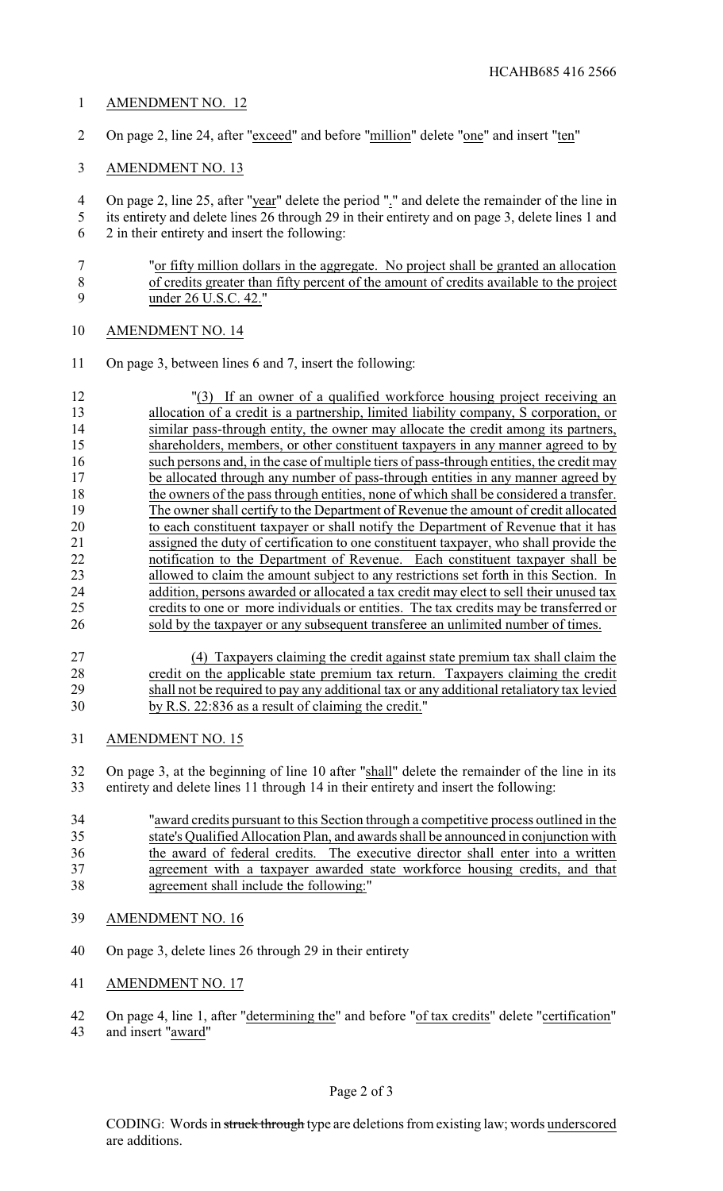AMENDMENT NO. 12

On page 2, line 24, after "exceed" and before "million" delete "one" and insert "ten"

AMENDMENT NO. 13

On page 2, line 25, after "year" delete the period "." and delete the remainder of the line in its entirety and delete lines 26 through 29 in their entirety and on page 3, delete lines 1 and 2 in their entirety and insert the following:

"or fifty million dollars in the aggregate. No project shall be granted an allocation of credits greater than fifty percent of the amount of credits available to the project under 26 U.S.C. 42."

AMENDMENT NO. 14

On page 3, between lines 6 and 7, insert the following:

"(3) If an owner of a qualified workforce housing project receiving an allocation of a credit is a partnership, limited liability company, S corporation, or similar pass-through entity, the owner may allocate the credit among its partners, shareholders, members, or other constituent taxpayers in any manner agreed to by such persons and, in the case of multiple tiers of pass-through entities, the credit may be allocated through any number of pass-through entities in any manner agreed by the owners of the pass through entities, none of which shall be considered a transfer. The owner shall certify to the Department of Revenue the amount of credit allocated to each constituent taxpayer or shall notify the Department of Revenue that it has assigned the duty of certification to one constituent taxpayer, who shall provide the notification to the Department of Revenue. Each constituent taxpayer shall be allowed to claim the amount subject to any restrictions set forth in this Section. In addition, persons awarded or allocated a tax credit may elect to sell their unused tax credits to one or more individuals or entities. The tax credits may be transferred or sold by the taxpayer or any subsequent transferee an unlimited number of times.

(4) Taxpayers claiming the credit against state premium tax shall claim the credit on the applicable state premium tax return. Taxpayers claiming the credit shall not be required to pay any additional tax or any additional retaliatory tax levied by R.S. 22:836 as a result of claiming the credit."

AMENDMENT NO. 15

On page 3, at the beginning of line 10 after "shall" delete the remainder of the line in its entirety and delete lines 11 through 14 in their entirety and insert the following:

"award credits pursuant to this Section through a competitive process outlined in the state's Qualified Allocation Plan, and awards shall be announced in conjunction with the award of federal credits. The executive director shall enter into a written agreement with a taxpayer awarded state workforce housing credits, and that agreement shall include the following:"

AMENDMENT NO. 16

On page 3, delete lines 26 through 29 in their entirety

AMENDMENT NO. 17

On page 4, line 1, after "determining the" and before "of tax credits" delete "certification" and insert "award"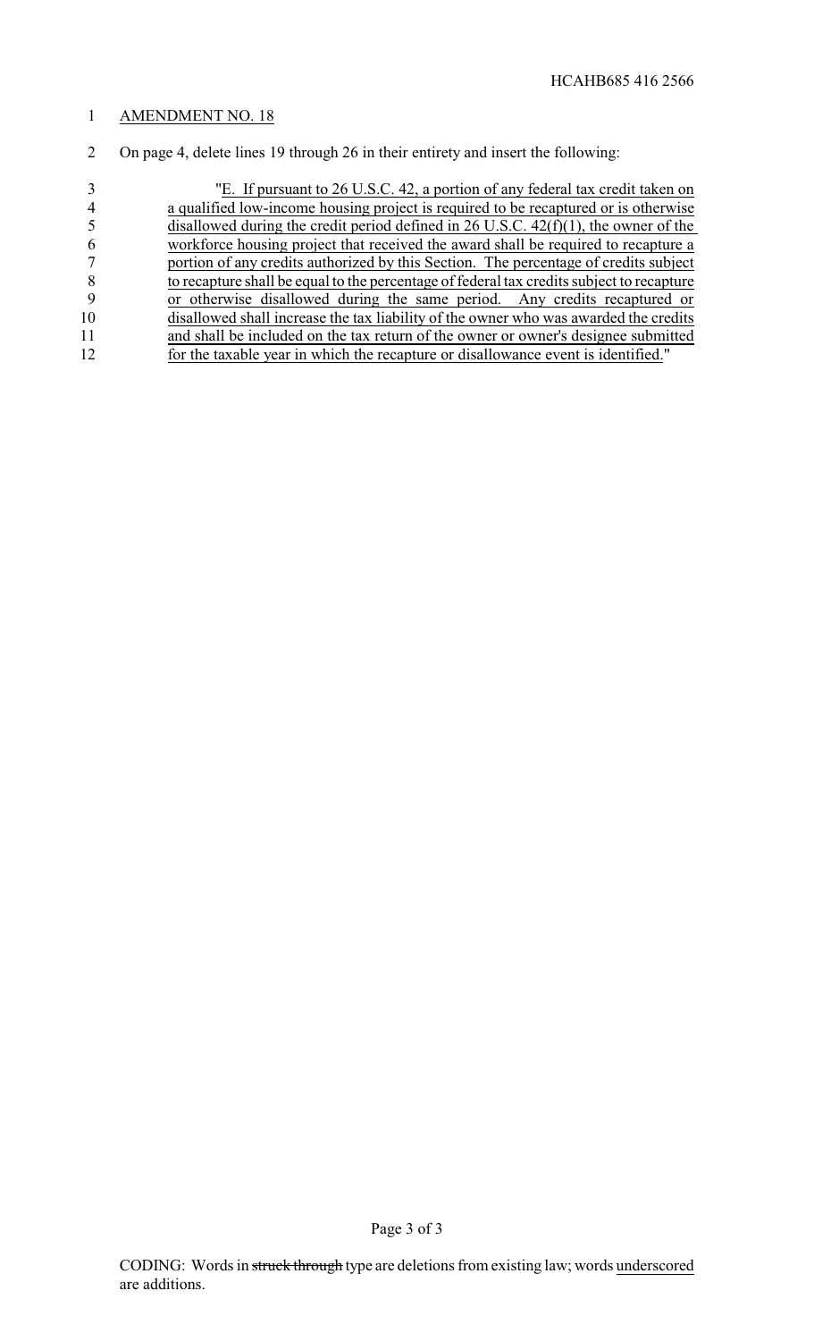AMENDMENT NO. 18

On page 4, delete lines 19 through 26 in their entirety and insert the following:

"E. If pursuant to 26 U.S.C. 42, a portion of any federal tax credit taken on a qualified low-income housing project is required to be recaptured or is otherwise disallowed during the credit period defined in 26 U.S.C. 42(f)(1), the owner of the workforce housing project that received the award shall be required to recapture a portion of any credits authorized by this Section. The percentage of credits subject to recapture shall be equal to the percentage of federal tax credits subject to recapture or otherwise disallowed during the same period. Any credits recaptured or disallowed shall increase the tax liability of the owner who was awarded the credits and shall be included on the tax return of the owner or owner's designee submitted for the taxable year in which the recapture or disallowance event is identified."

CODING: Words in ~~struck through~~ type are deletions from existing law; words underscored are additions.